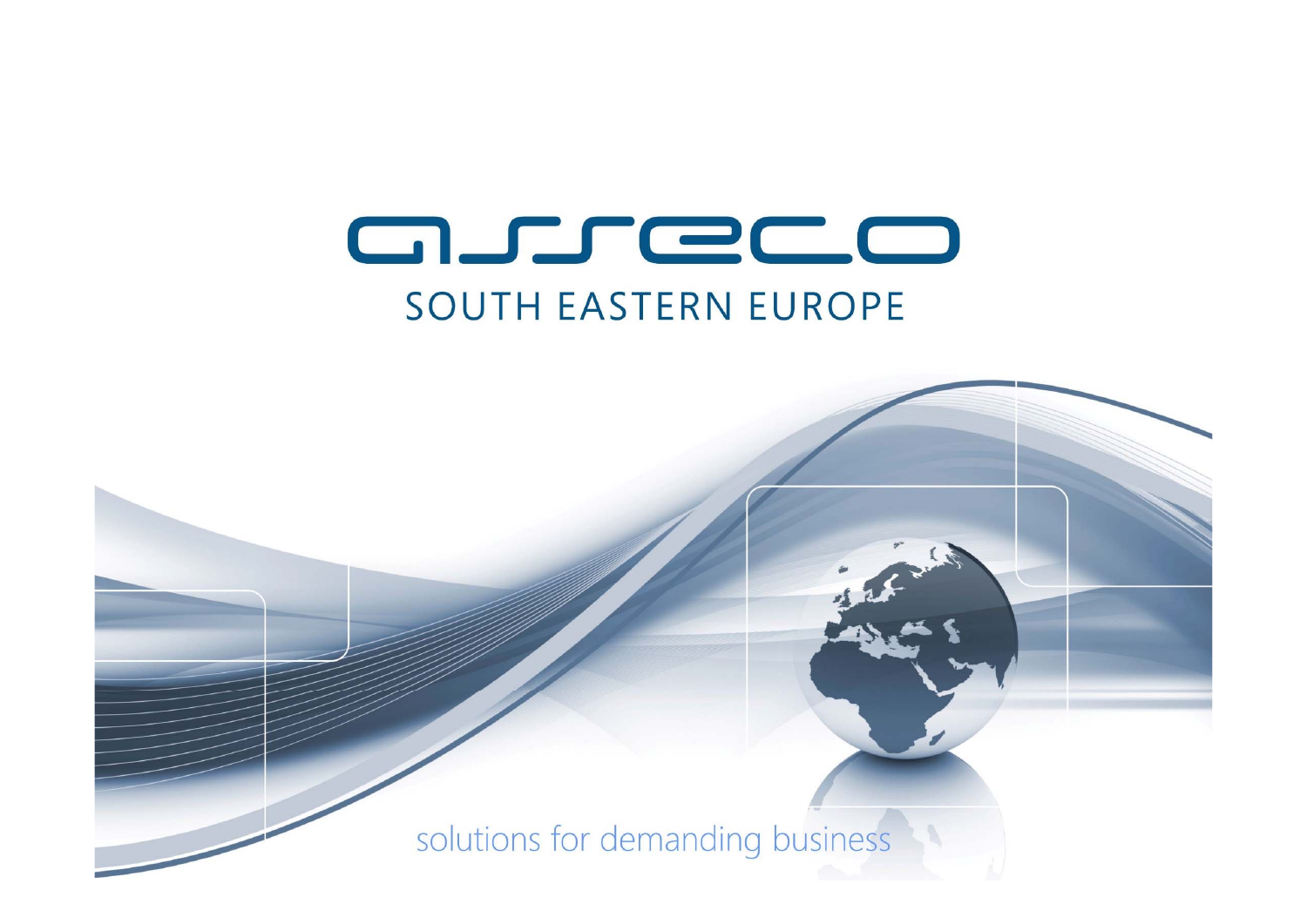# asseco

## SOUTH EASTERN EUROPE

solutions for demanding business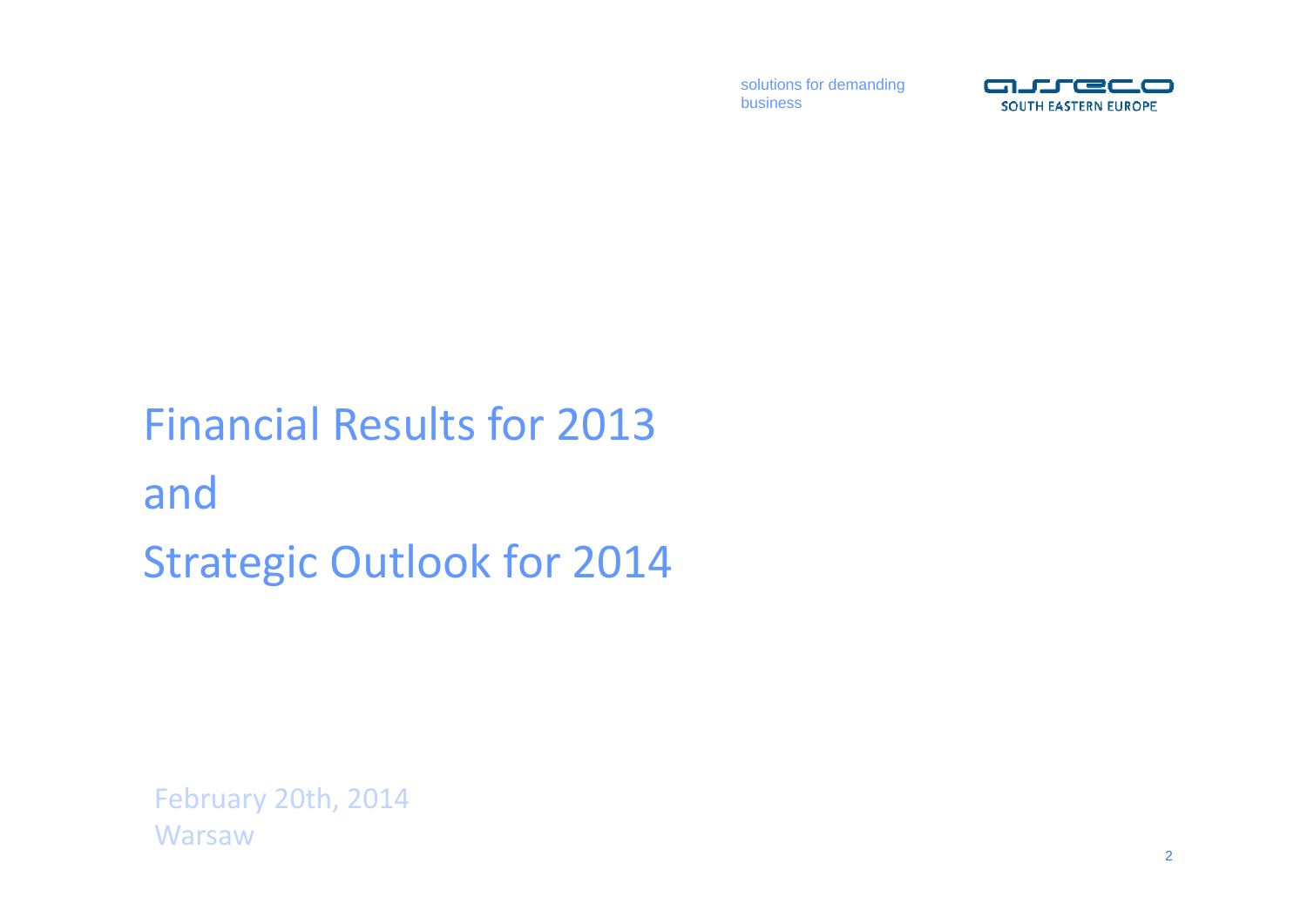solutions for demanding business

SOUTH EASTERN EUROPE

# Financial Results for 2013 and Strategic Outlook for 2014

February 20th, 2014
Warsaw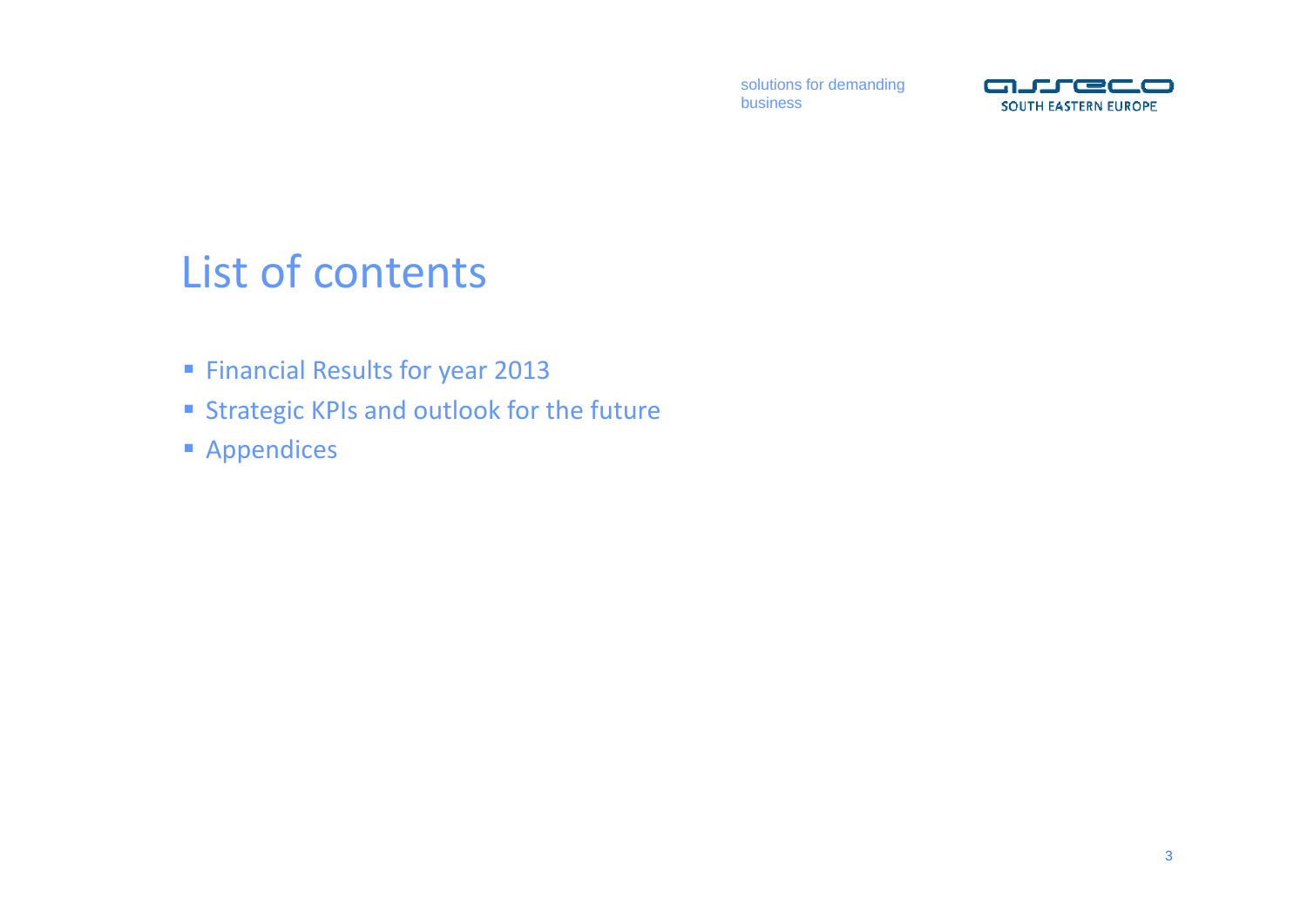# List of contents

- Financial Results for year 2013
- Strategic KPIs and outlook for the future
- Appendices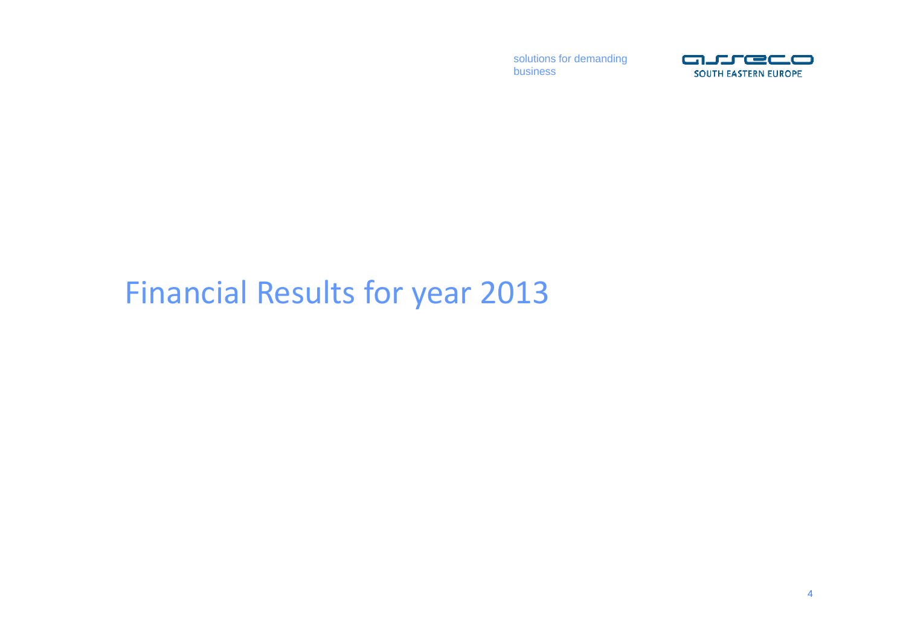# Financial Results for year 2013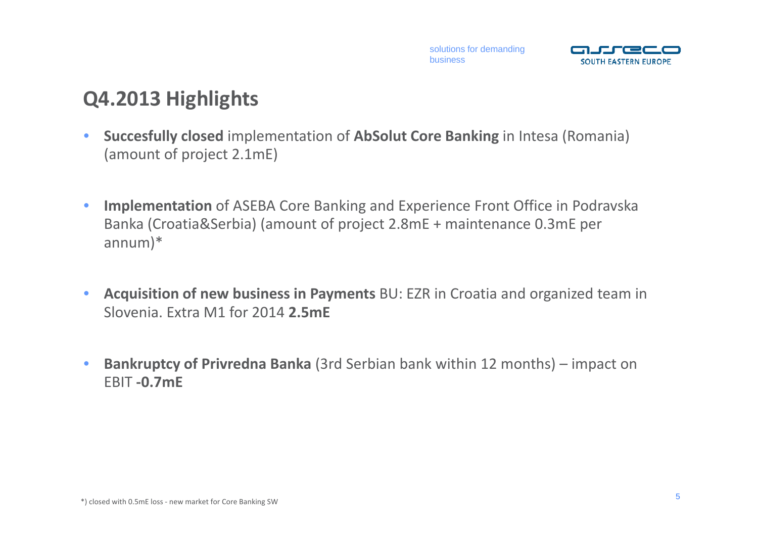# Q4.2013 Highlights

- **Succesfully closed** implementation of **AbSolut Core Banking** in Intesa (Romania) (amount of project 2.1mE)

- **Implementation** of ASEBA Core Banking and Experience Front Office in Podravska Banka (Croatia&Serbia) (amount of project 2.8mE + maintenance 0.3mE per annum)*

- **Acquisition of new business in Payments** BU: EZR in Croatia and organized team in Slovenia. Extra M1 for 2014 **2.5mE**

- **Bankruptcy of Privredna Banka** (3rd Serbian bank within 12 months) – impact on EBIT **-0.7mE**

*) closed with 0.5mE loss - new market for Core Banking SW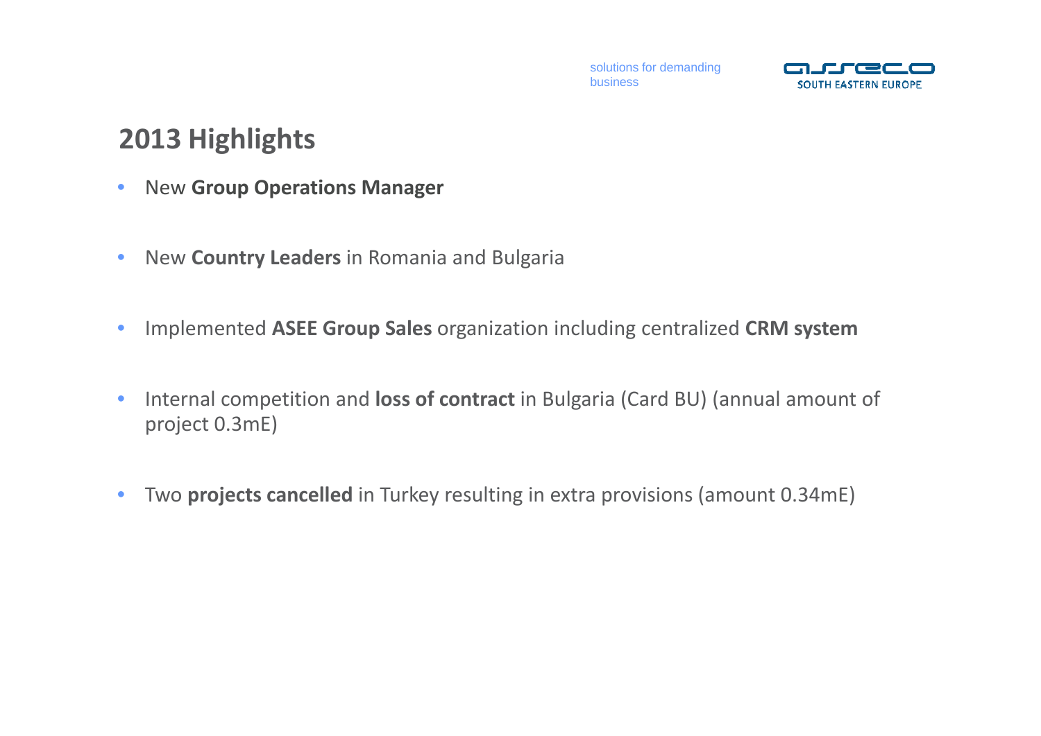# 2013 Highlights

- New **Group Operations Manager**
- New **Country Leaders** in Romania and Bulgaria
- Implemented **ASEE Group Sales** organization including centralized **CRM system**
- Internal competition and **loss of contract** in Bulgaria (Card BU) (annual amount of project 0.3mE)
- Two **projects cancelled** in Turkey resulting in extra provisions (amount 0.34mE)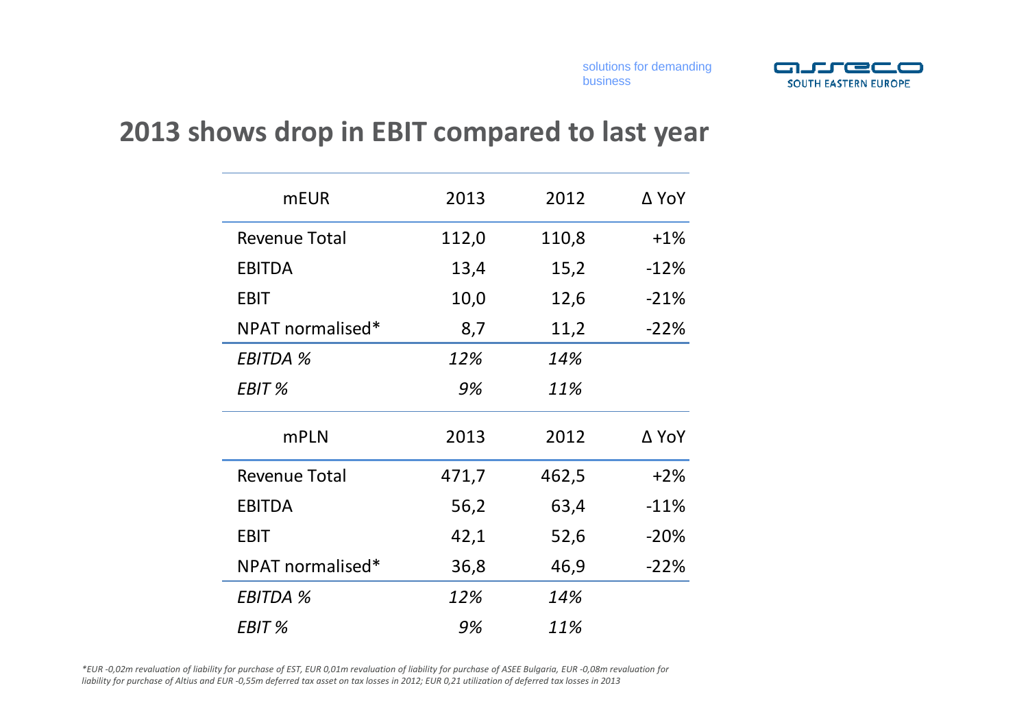# 2013 shows drop in EBIT compared to last year

| mEUR | 2013 | 2012 | Δ YoY |
|---|---|---|---|
| Revenue Total | 112,0 | 110,8 | +1% |
| EBITDA | 13,4 | 15,2 | -12% |
| EBIT | 10,0 | 12,6 | -21% |
| NPAT normalised* | 8,7 | 11,2 | -22% |
| *EBITDA %* | *12%* | *14%* | |
| *EBIT %* | *9%* | *11%* | |

| mPLN | 2013 | 2012 | Δ YoY |
|---|---|---|---|
| Revenue Total | 471,7 | 462,5 | +2% |
| EBITDA | 56,2 | 63,4 | -11% |
| EBIT | 42,1 | 52,6 | -20% |
| NPAT normalised* | 36,8 | 46,9 | -22% |
| *EBITDA %* | *12%* | *14%* | |
| *EBIT %* | *9%* | *11%* | |

*\*EUR -0,02m revaluation of liability for purchase of EST, EUR 0,01m revaluation of liability for purchase of ASEE Bulgaria, EUR -0,08m revaluation for liability for purchase of Altius and EUR -0,55m deferred tax asset on tax losses in 2012; EUR 0,21 utilization of deferred tax losses in 2013*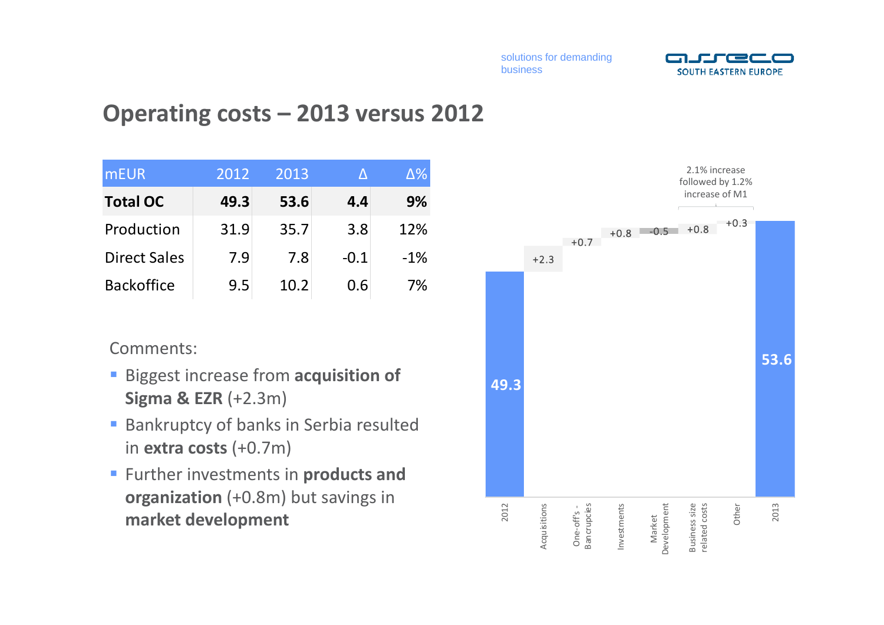# Operating costs – 2013 versus 2012

| mEUR | 2012 | 2013 | Δ | Δ% |
|---|---|---|---|---|
| **Total OC** | **49.3** | **53.6** | **4.4** | **9%** |
| Production | 31.9 | 35.7 | 3.8 | 12% |
| Direct Sales | 7.9 | 7.8 | -0.1 | -1% |
| Backoffice | 9.5 | 10.2 | 0.6 | 7% |

Comments:

- Biggest increase from **acquisition of Sigma & EZR** (+2.3m)
- Bankruptcy of banks in Serbia resulted in **extra costs** (+0.7m)
- Further investments in **products and organization** (+0.8m) but savings in **market development**

| | Value |
|---|---|
| 2012 | 49.3 |
| Acquisitions | +2.3 |
| One-off's - Bancrupcies | +0.7 |
| Investments | +0.8 |
| Market Development | -0.5 |
| Business size related costs | +0.8 |
| Other | +0.3 |
| 2013 | 53.6 |

2.1% increase followed by 1.2% increase of M1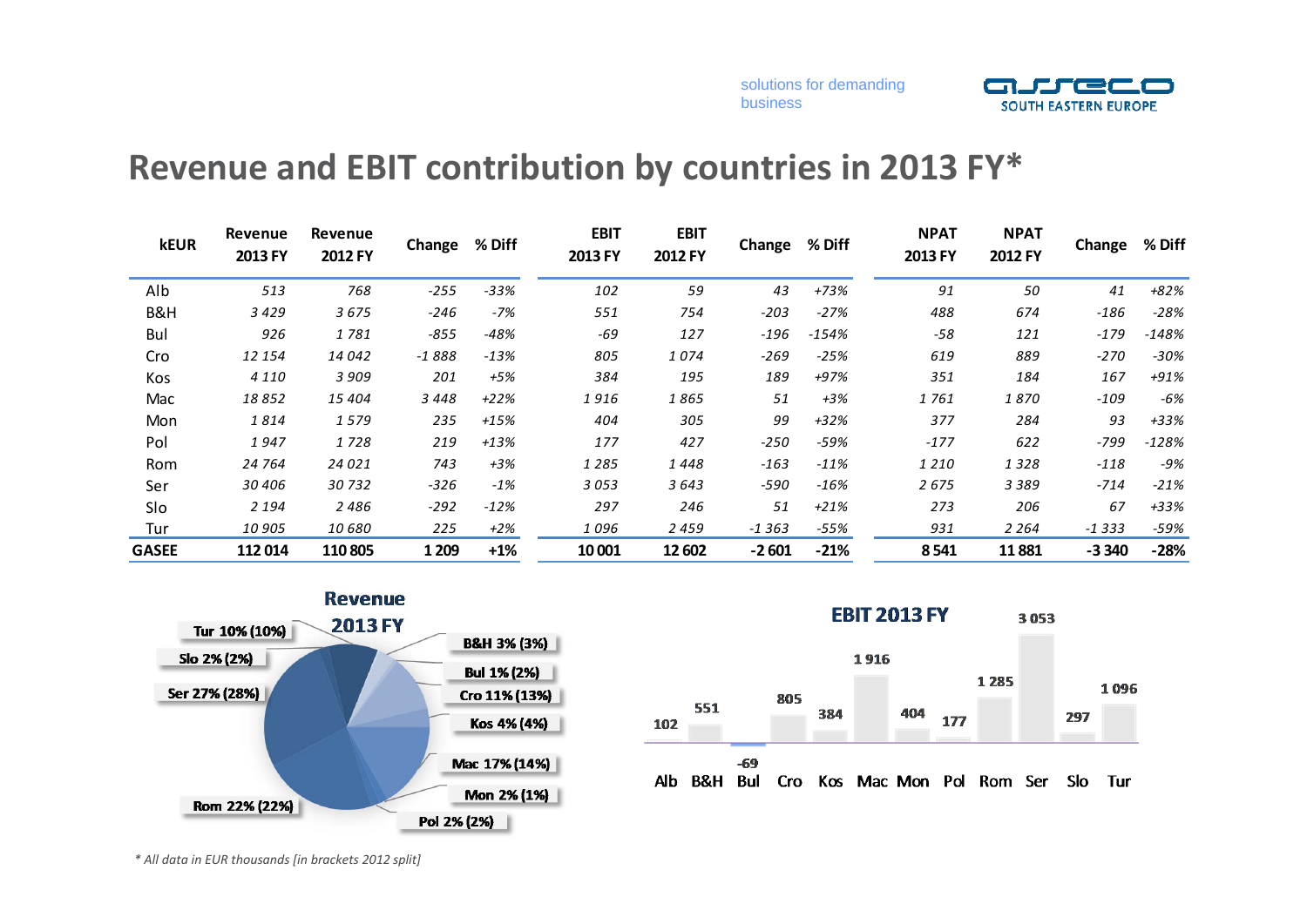# Revenue and EBIT contribution by countries in 2013 FY*

| kEUR | Revenue 2013 FY | Revenue 2012 FY | Change | % Diff | EBIT 2013 FY | EBIT 2012 FY | Change | % Diff | NPAT 2013 FY | NPAT 2012 FY | Change | % Diff |
|---|---|---|---|---|---|---|---|---|---|---|---|---|
| Alb | *513* | *768* | *-255* | *-33%* | *102* | *59* | *43* | *+73%* | *91* | *50* | *41* | *+82%* |
| B&H | *3 429* | *3 675* | *-246* | *-7%* | *551* | *754* | *-203* | *-27%* | *488* | *674* | *-186* | *-28%* |
| Bul | *926* | *1 781* | *-855* | *-48%* | *-69* | *127* | *-196* | *-154%* | *-58* | *121* | *-179* | *-148%* |
| Cro | *12 154* | *14 042* | *-1 888* | *-13%* | *805* | *1 074* | *-269* | *-25%* | *619* | *889* | *-270* | *-30%* |
| Kos | *4 110* | *3 909* | *201* | *+5%* | *384* | *195* | *189* | *+97%* | *351* | *184* | *167* | *+91%* |
| Mac | *18 852* | *15 404* | *3 448* | *+22%* | *1 916* | *1 865* | *51* | *+3%* | *1 761* | *1 870* | *-109* | *-6%* |
| Mon | *1 814* | *1 579* | *235* | *+15%* | *404* | *305* | *99* | *+32%* | *377* | *284* | *93* | *+33%* |
| Pol | *1 947* | *1 728* | *219* | *+13%* | *177* | *427* | *-250* | *-59%* | *-177* | *622* | *-799* | *-128%* |
| Rom | *24 764* | *24 021* | *743* | *+3%* | *1 285* | *1 448* | *-163* | *-11%* | *1 210* | *1 328* | *-118* | *-9%* |
| Ser | *30 406* | *30 732* | *-326* | *-1%* | *3 053* | *3 643* | *-590* | *-16%* | *2 675* | *3 389* | *-714* | *-21%* |
| Slo | *2 194* | *2 486* | *-292* | *-12%* | *297* | *246* | *51* | *+21%* | *273* | *206* | *67* | *+33%* |
| Tur | *10 905* | *10 680* | *225* | *+2%* | *1 096* | *2 459* | *-1 363* | *-55%* | *931* | *2 264* | *-1 333* | *-59%* |
| **GASEE** | **112 014** | **110 805** | **1 209** | **+1%** | **10 001** | **12 602** | **-2 601** | **-21%** | **8 541** | **11 881** | **-3 340** | **-28%** |

**Revenue 2013 FY**

Tur 10% (10%), Slo 2% (2%), Ser 27% (28%), Rom 22% (22%), B&H 3% (3%), Bul 1% (2%), Cro 11% (13%), Kos 4% (4%), Mac 17% (14%), Mon 2% (1%), Pol 2% (2%)

**EBIT 2013 FY**

| Alb | B&H | Bul | Cro | Kos | Mac | Mon | Pol | Rom | Ser | Slo | Tur |
|---|---|---|---|---|---|---|---|---|---|---|---|
| 102 | 551 | -69 | 805 | 384 | 1 916 | 404 | 177 | 1 285 | 3 053 | 297 | 1 096 |

*\* All data in EUR thousands [in brackets 2012 split]*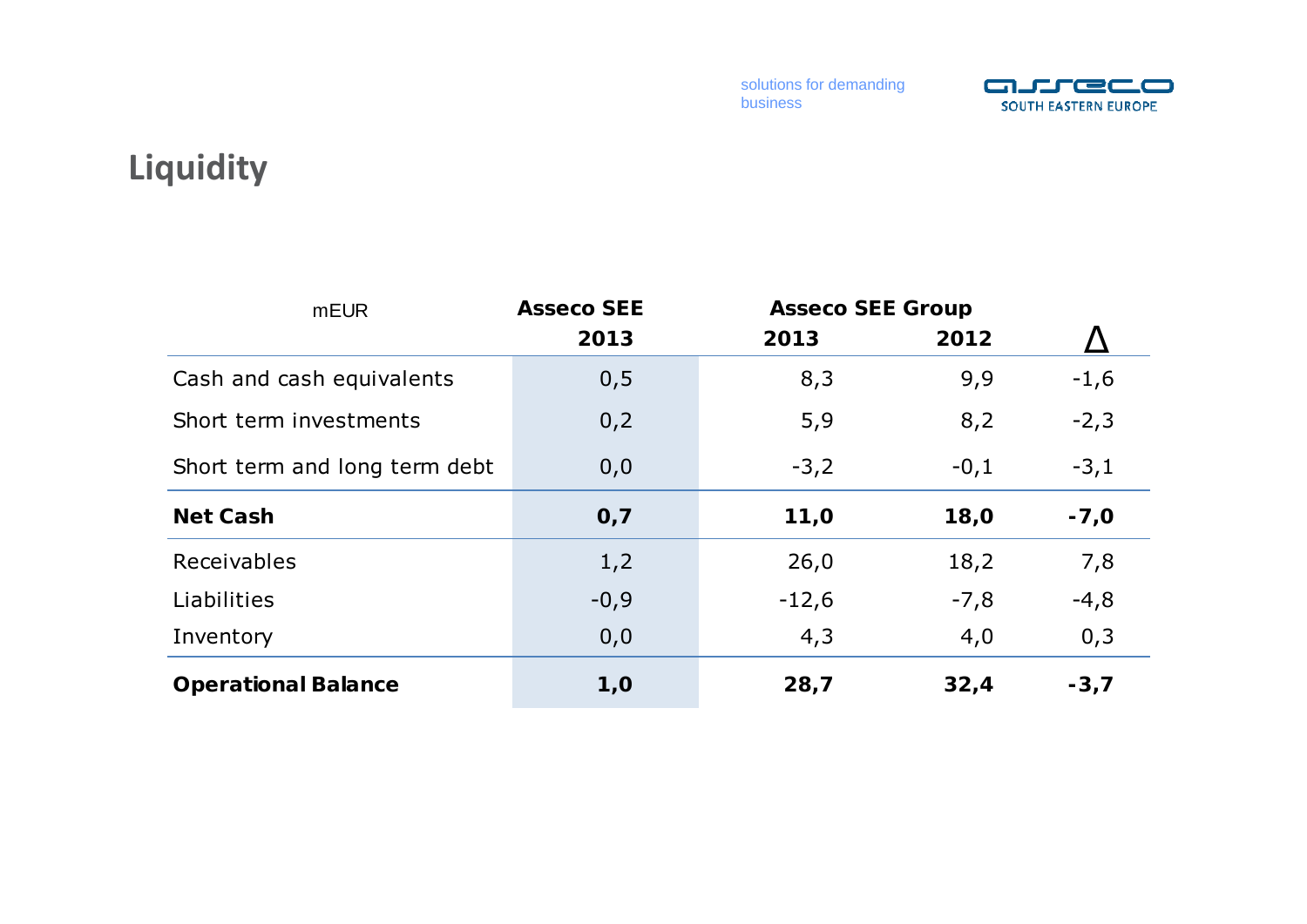# Liquidity

| mEUR | Asseco SEE | Asseco SEE Group | | |
|---|---|---|---|---|
| | 2013 | 2013 | 2012 | Δ |
| Cash and cash equivalents | 0,5 | 8,3 | 9,9 | -1,6 |
| Short term investments | 0,2 | 5,9 | 8,2 | -2,3 |
| Short term and long term debt | 0,0 | -3,2 | -0,1 | -3,1 |
| **Net Cash** | **0,7** | **11,0** | **18,0** | **-7,0** |
| Receivables | 1,2 | 26,0 | 18,2 | 7,8 |
| Liabilities | -0,9 | -12,6 | -7,8 | -4,8 |
| Inventory | 0,0 | 4,3 | 4,0 | 0,3 |
| **Operational Balance** | **1,0** | **28,7** | **32,4** | **-3,7** |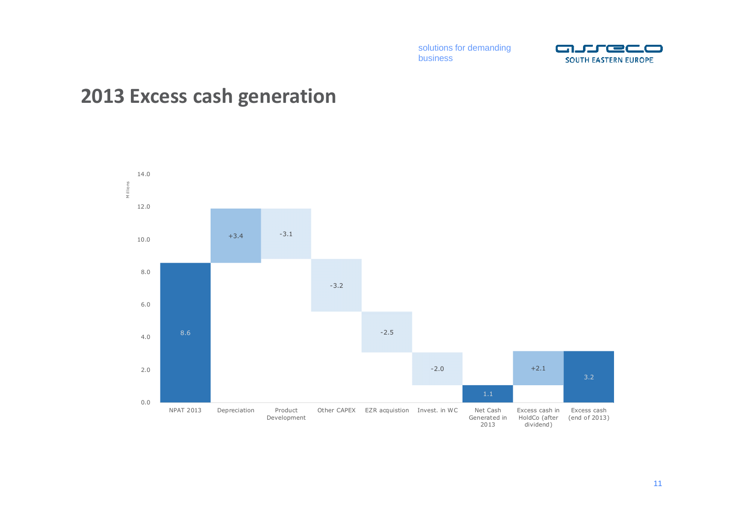## 2013 Excess cash generation

| | Millions |
|---|---|
| NPAT 2013 | 8.6 |
| Depreciation | +3.4 |
| Product Development | -3.1 |
| Other CAPEX | -3.2 |
| EZR acquistion | -2.5 |
| Invest. in WC | -2.0 |
| Net Cash Generated in 2013 | 1.1 |
| Excess cash in HoldCo (after dividend) | +2.1 |
| Excess cash (end of 2013) | 3.2 |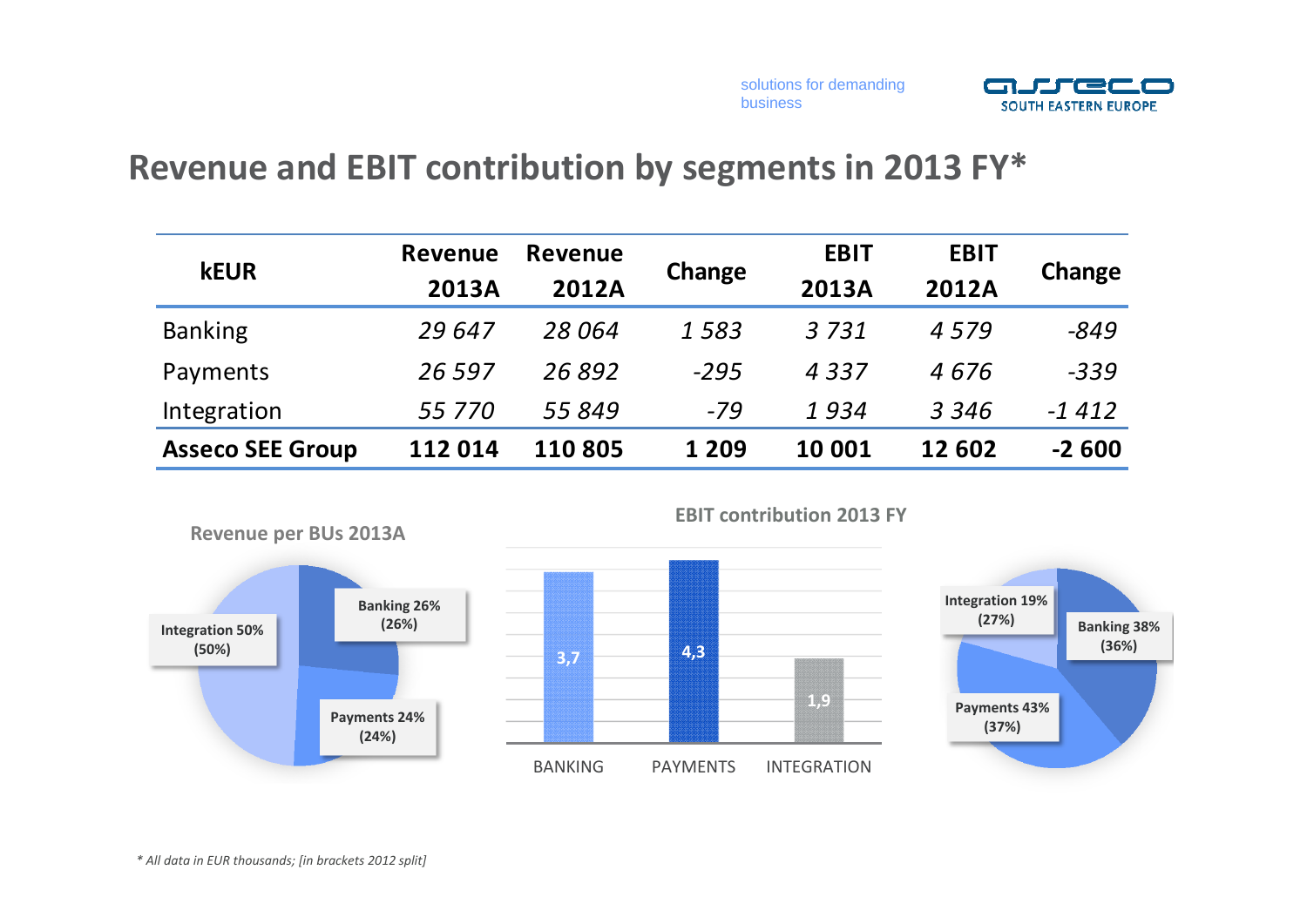## Revenue and EBIT contribution by segments in 2013 FY*

| kEUR | Revenue 2013A | Revenue 2012A | Change | EBIT 2013A | EBIT 2012A | Change |
|---|---|---|---|---|---|---|
| Banking | *29 647* | *28 064* | *1 583* | *3 731* | *4 579* | *-849* |
| Payments | *26 597* | *26 892* | *-295* | *4 337* | *4 676* | *-339* |
| Integration | *55 770* | *55 849* | *-79* | *1 934* | *3 346* | *-1 412* |
| **Asseco SEE Group** | **112 014** | **110 805** | **1 209** | **10 001** | **12 602** | **-2 600** |

**Revenue per BUs 2013A**

- Banking 26% (26%)
- Payments 24% (24%)
- Integration 50% (50%)

**EBIT contribution 2013 FY**

| | BANKING | PAYMENTS | INTEGRATION |
|---|---|---|---|
| EBIT | 3,7 | 4,3 | 1,9 |

- Banking 38% (36%)
- Payments 43% (37%)
- Integration 19% (27%)

*\* All data in EUR thousands; [in brackets 2012 split]*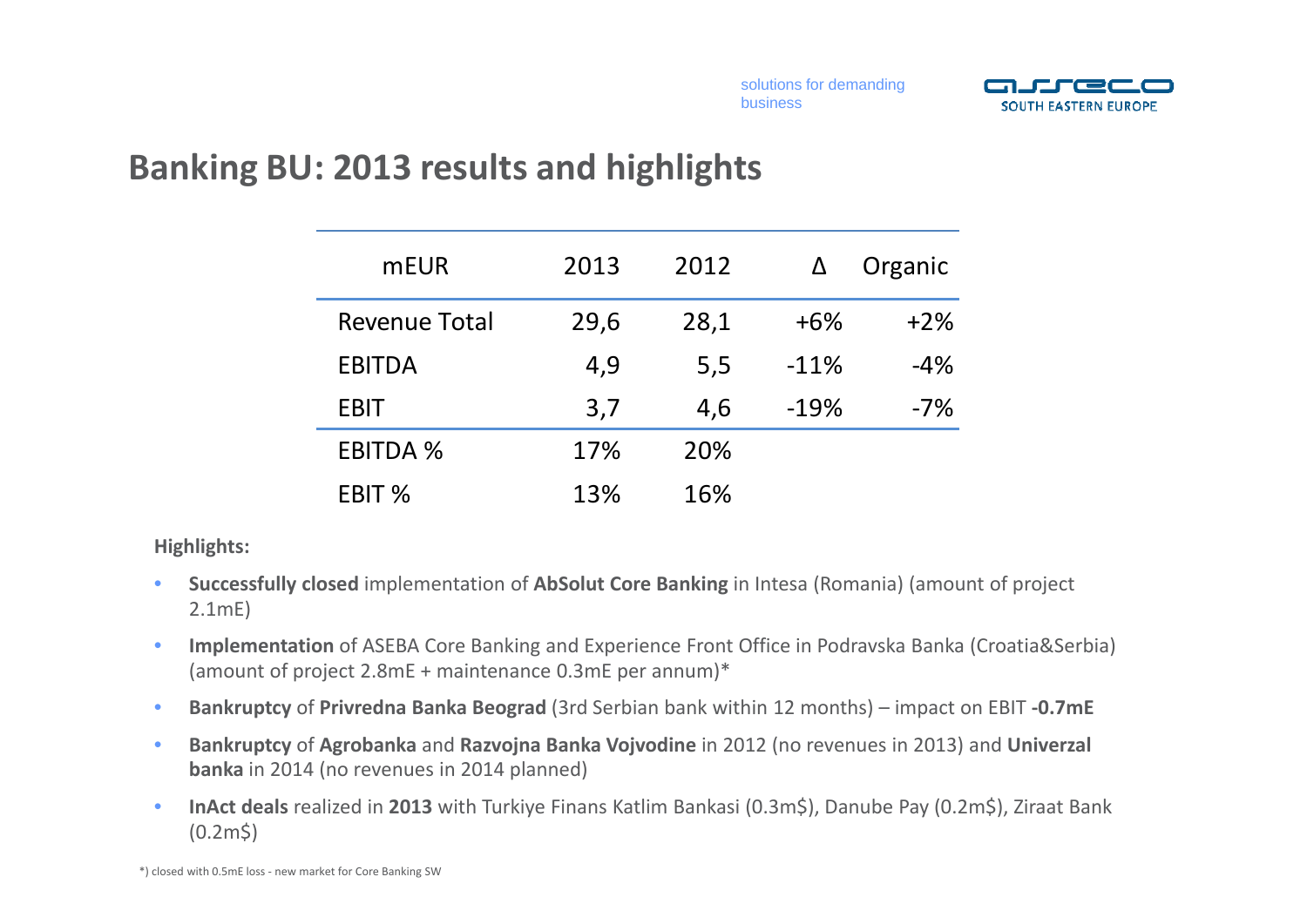# Banking BU: 2013 results and highlights

| mEUR | 2013 | 2012 | Δ | Organic |
|---|---|---|---|---|
| Revenue Total | 29,6 | 28,1 | +6% | +2% |
| EBITDA | 4,9 | 5,5 | -11% | -4% |
| EBIT | 3,7 | 4,6 | -19% | -7% |
| EBITDA % | 17% | 20% | | |
| EBIT % | 13% | 16% | | |

**Highlights:**

- **Successfully closed** implementation of **AbSolut Core Banking** in Intesa (Romania) (amount of project 2.1mE)
- **Implementation** of ASEBA Core Banking and Experience Front Office in Podravska Banka (Croatia&Serbia) (amount of project 2.8mE + maintenance 0.3mE per annum)*
- **Bankruptcy** of **Privredna Banka Beograd** (3rd Serbian bank within 12 months) – impact on EBIT **-0.7mE**
- **Bankruptcy** of **Agrobanka** and **Razvojna Banka Vojvodine** in 2012 (no revenues in 2013) and **Univerzal banka** in 2014 (no revenues in 2014 planned)
- **InAct deals** realized in **2013** with Turkiye Finans Katlim Bankasi (0.3m$), Danube Pay (0.2m$), Ziraat Bank (0.2m$)

*) closed with 0.5mE loss - new market for Core Banking SW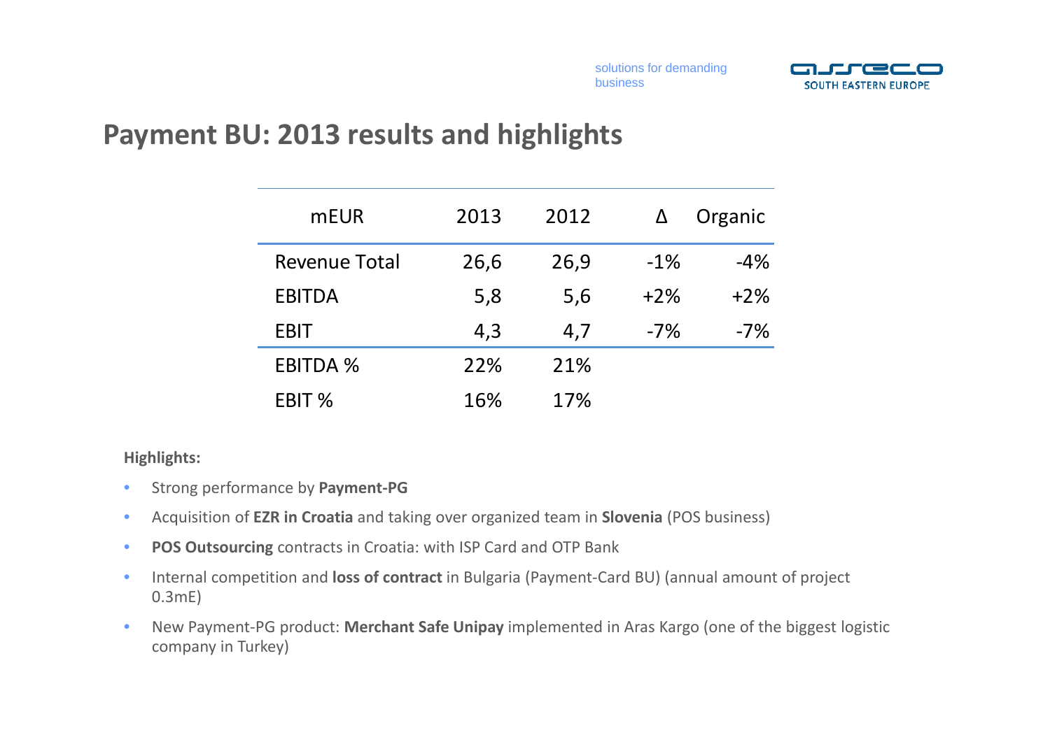# Payment BU: 2013 results and highlights

| mEUR | 2013 | 2012 | Δ | Organic |
|---|---|---|---|---|
| Revenue Total | 26,6 | 26,9 | -1% | -4% |
| EBITDA | 5,8 | 5,6 | +2% | +2% |
| EBIT | 4,3 | 4,7 | -7% | -7% |
| EBITDA % | 22% | 21% | | |
| EBIT % | 16% | 17% | | |

**Highlights:**

- Strong performance by **Payment-PG**
- Acquisition of **EZR in Croatia** and taking over organized team in **Slovenia** (POS business)
- **POS Outsourcing** contracts in Croatia: with ISP Card and OTP Bank
- Internal competition and **loss of contract** in Bulgaria (Payment-Card BU) (annual amount of project 0.3mE)
- New Payment-PG product: **Merchant Safe Unipay** implemented in Aras Kargo (one of the biggest logistic company in Turkey)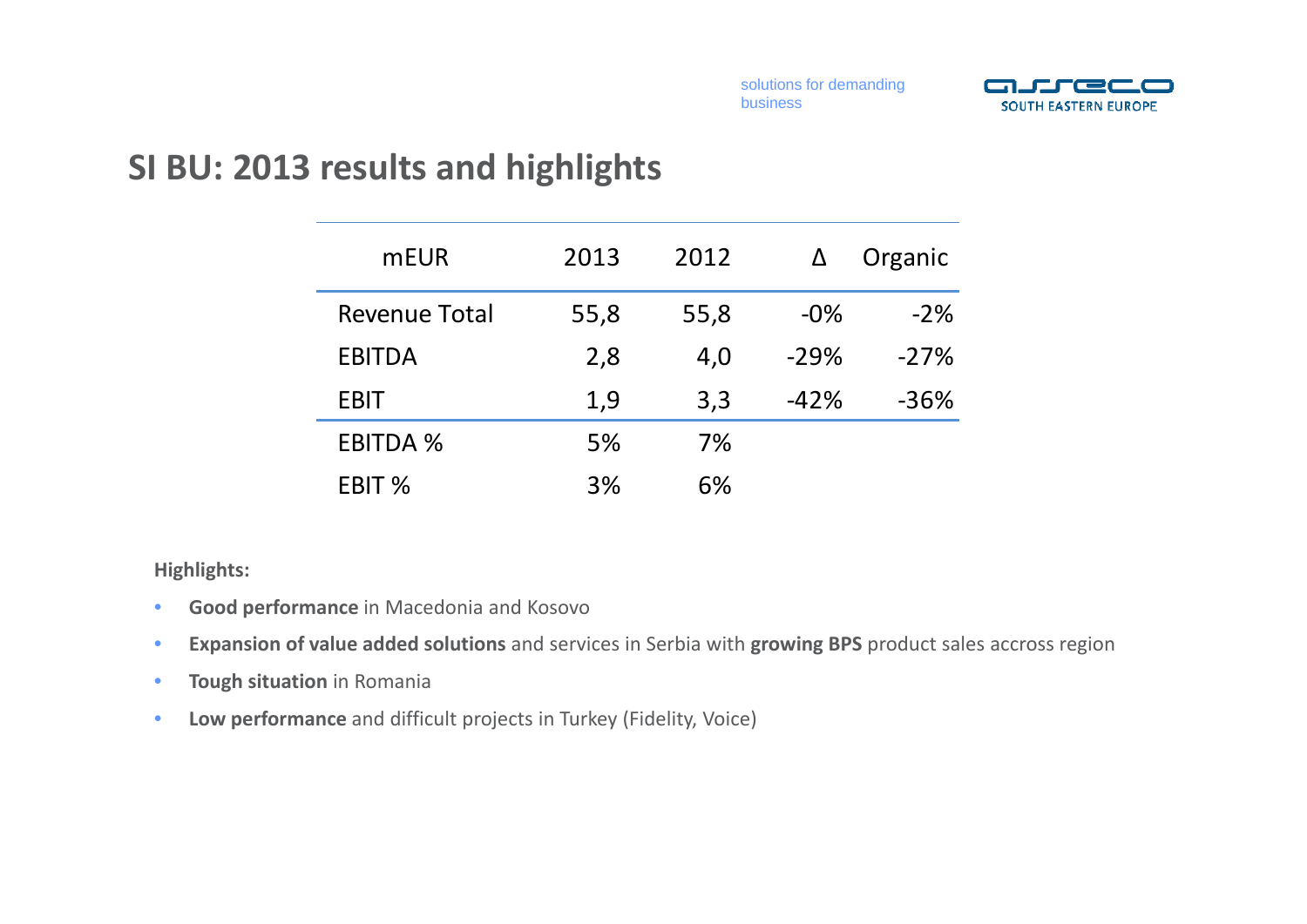# SI BU: 2013 results and highlights

| mEUR | 2013 | 2012 | Δ | Organic |
|---|---|---|---|---|
| Revenue Total | 55,8 | 55,8 | -0% | -2% |
| EBITDA | 2,8 | 4,0 | -29% | -27% |
| EBIT | 1,9 | 3,3 | -42% | -36% |
| EBITDA % | 5% | 7% | | |
| EBIT % | 3% | 6% | | |

**Highlights:**

- **Good performance** in Macedonia and Kosovo
- **Expansion of value added solutions** and services in Serbia with **growing BPS** product sales accross region
- **Tough situation** in Romania
- **Low performance** and difficult projects in Turkey (Fidelity, Voice)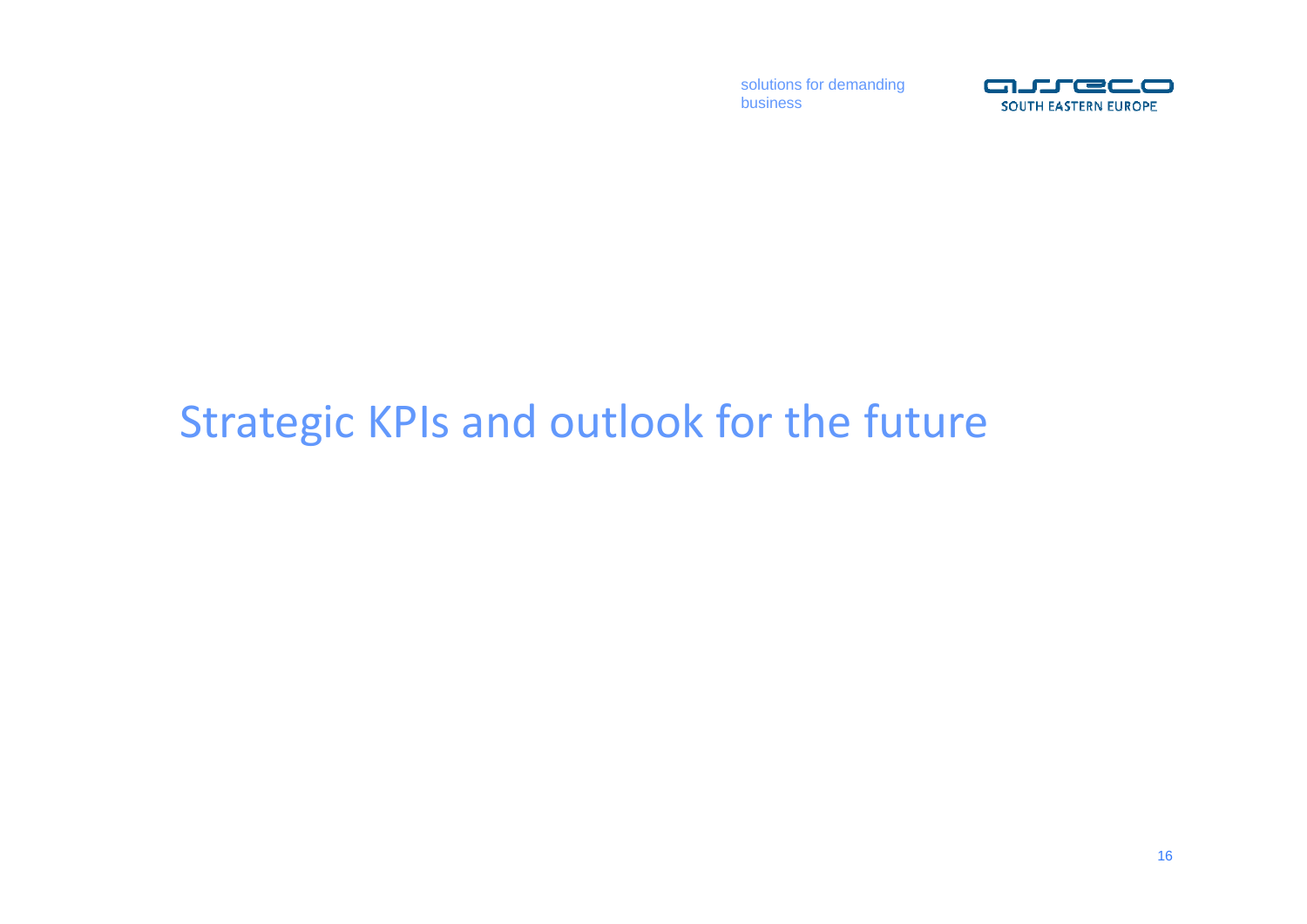# Strategic KPIs and outlook for the future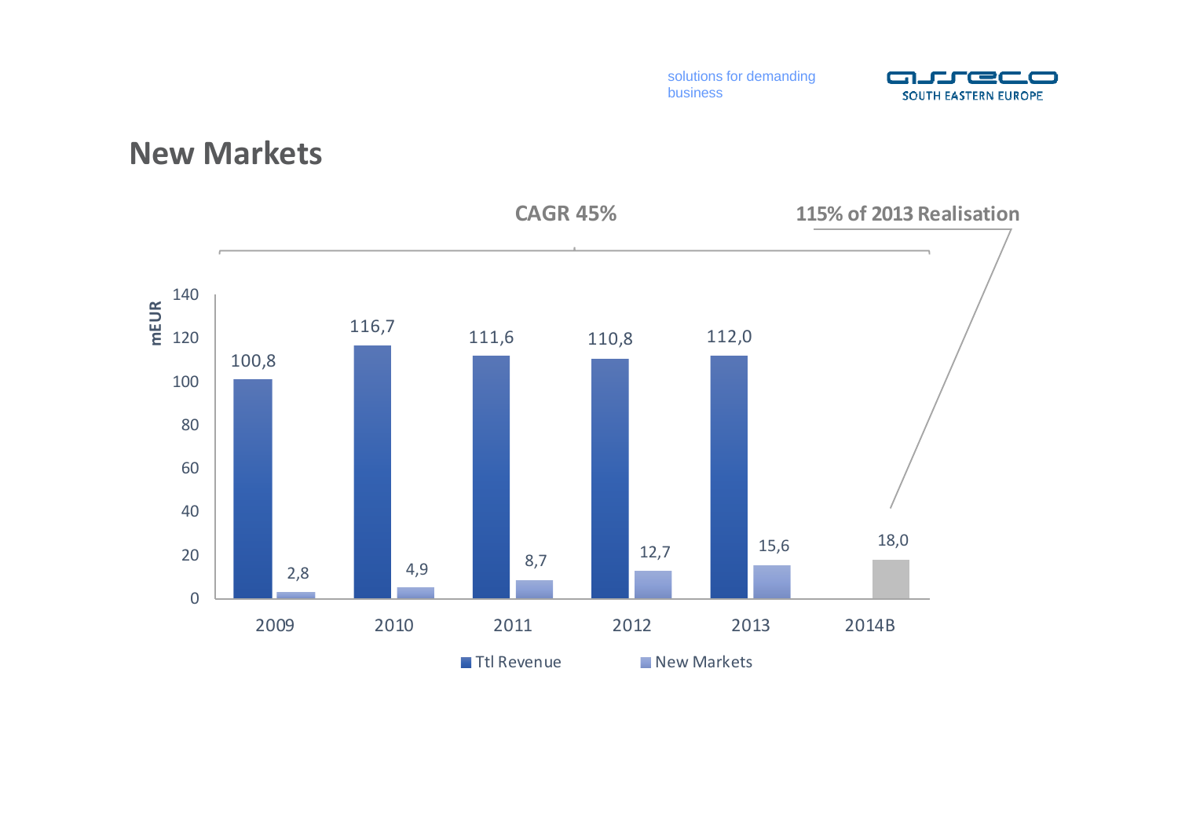solutions for demanding business

# New Markets

CAGR 45%

115% of 2013 Realisation

| mEUR | 2009 | 2010 | 2011 | 2012 | 2013 | 2014B |
|---|---|---|---|---|---|---|
| Ttl Revenue | 100,8 | 116,7 | 111,6 | 110,8 | 112,0 | |
| New Markets | 2,8 | 4,9 | 8,7 | 12,7 | 15,6 | 18,0 |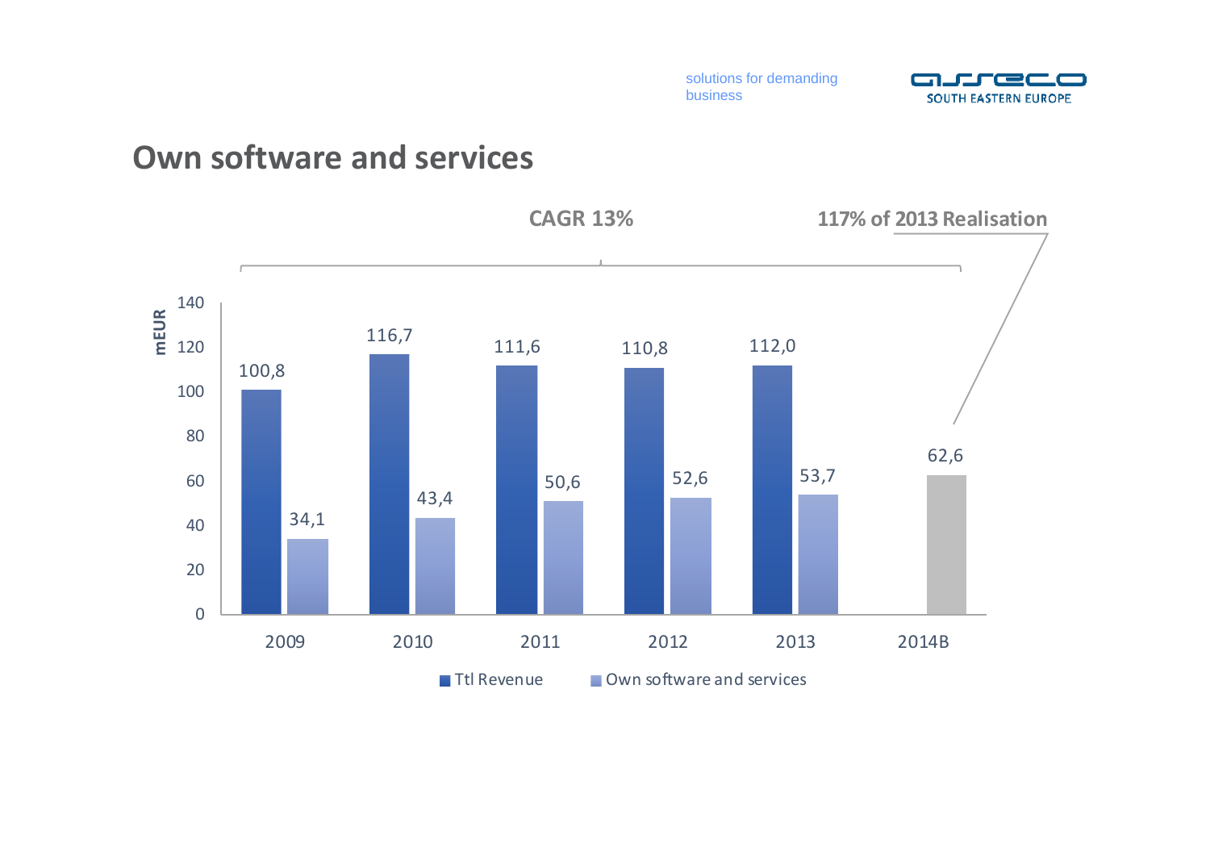solutions for demanding business

# Own software and services

**CAGR 13%** — **117% of 2013 Realisation**

| mEUR | 2009 | 2010 | 2011 | 2012 | 2013 | 2014B |
|---|---|---|---|---|---|---|
| Ttl Revenue | 100,8 | 116,7 | 111,6 | 110,8 | 112,0 | |
| Own software and services | 34,1 | 43,4 | 50,6 | 52,6 | 53,7 | 62,6 |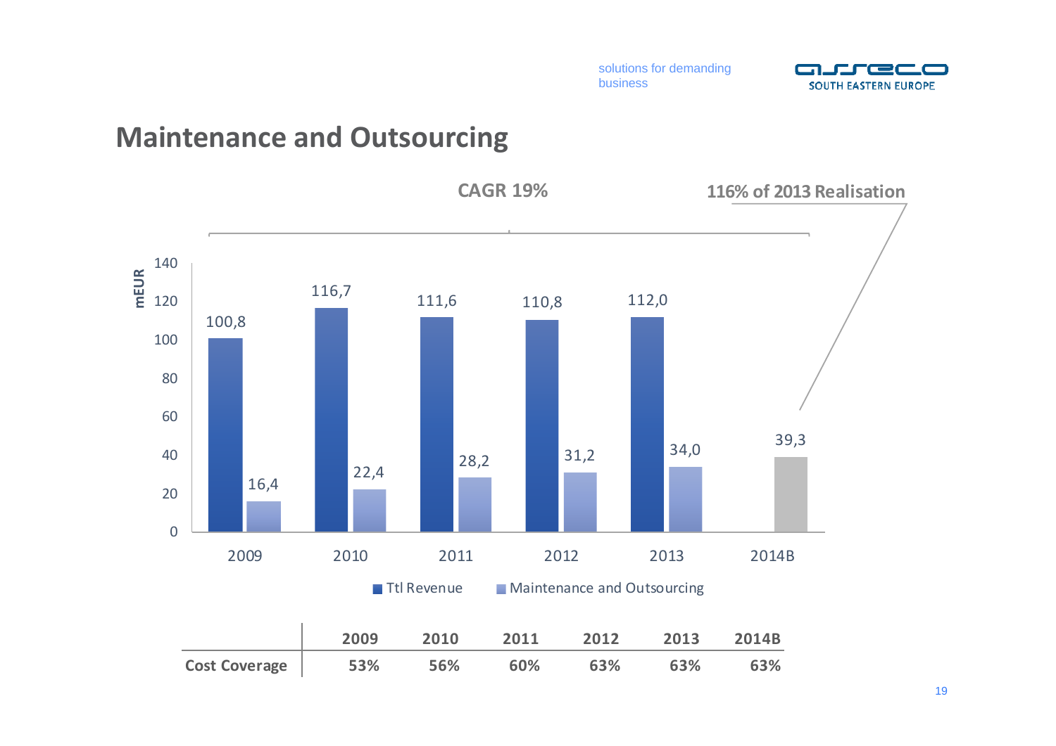## Maintenance and Outsourcing

CAGR 19%

116% of 2013 Realisation

| mEUR | 2009 | 2010 | 2011 | 2012 | 2013 | 2014B |
|---|---|---|---|---|---|---|
| Ttl Revenue | 100,8 | 116,7 | 111,6 | 110,8 | 112,0 | |
| Maintenance and Outsourcing | 16,4 | 22,4 | 28,2 | 31,2 | 34,0 | 39,3 |

| | 2009 | 2010 | 2011 | 2012 | 2013 | 2014B |
|---|---|---|---|---|---|---|
| **Cost Coverage** | 53% | 56% | 60% | 63% | 63% | 63% |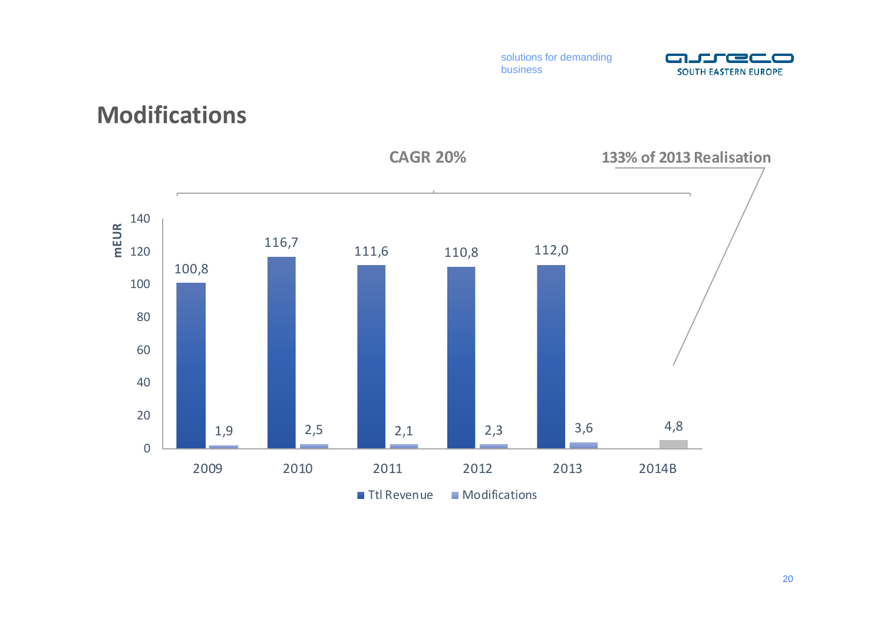solutions for demanding business

## Modifications

**CAGR 20%**

**133% of 2013 Realisation**

| mEUR | 2009 | 2010 | 2011 | 2012 | 2013 | 2014B |
|---|---|---|---|---|---|---|
| Ttl Revenue | 100,8 | 116,7 | 111,6 | 110,8 | 112,0 | |
| Modifications | 1,9 | 2,5 | 2,1 | 2,3 | 3,6 | 4,8 |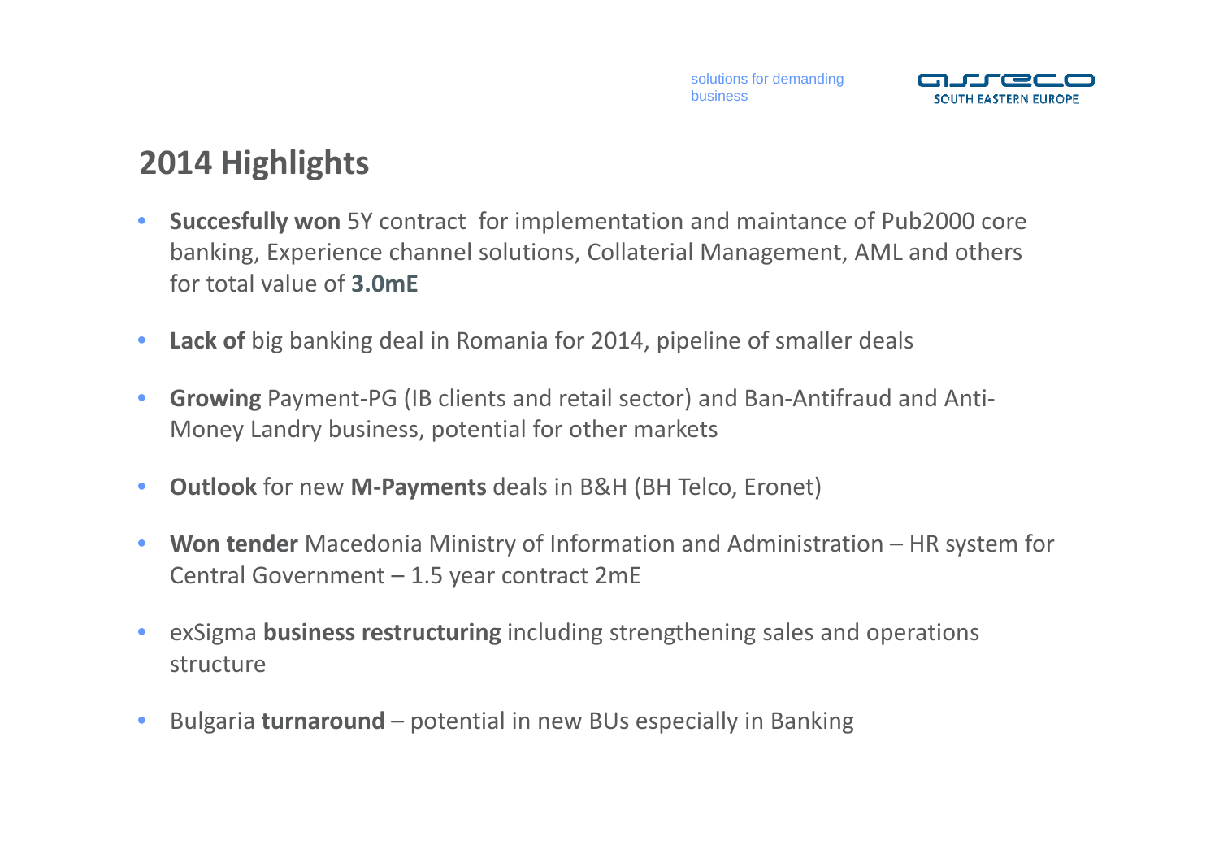## 2014 Highlights

- **Succesfully won** 5Y contract for implementation and maintance of Pub2000 core banking, Experience channel solutions, Collaterial Management, AML and others for total value of **3.0mE**
- **Lack of** big banking deal in Romania for 2014, pipeline of smaller deals
- **Growing** Payment-PG (IB clients and retail sector) and Ban-Antifraud and Anti-Money Landry business, potential for other markets
- **Outlook** for new **M-Payments** deals in B&H (BH Telco, Eronet)
- **Won tender** Macedonia Ministry of Information and Administration – HR system for Central Government – 1.5 year contract 2mE
- exSigma **business restructuring** including strengthening sales and operations structure
- Bulgaria **turnaround** – potential in new BUs especially in Banking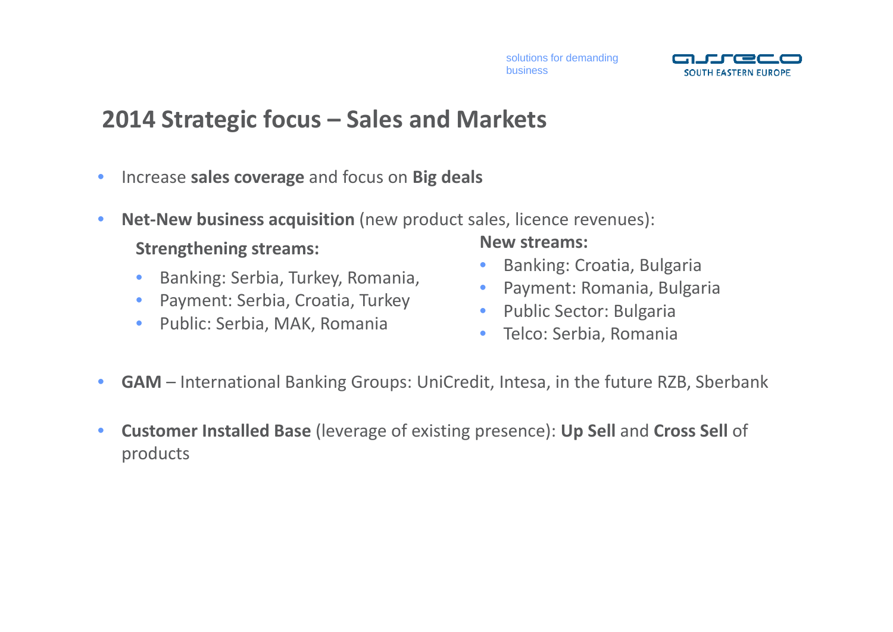# 2014 Strategic focus – Sales and Markets

- Increase **sales coverage** and focus on **Big deals**
- **Net-New business acquisition** (new product sales, licence revenues):

  **Strengthening streams:**
  - Banking: Serbia, Turkey, Romania,
  - Payment: Serbia, Croatia, Turkey
  - Public: Serbia, MAK, Romania

  **New streams:**
  - Banking: Croatia, Bulgaria
  - Payment: Romania, Bulgaria
  - Public Sector: Bulgaria
  - Telco: Serbia, Romania

- **GAM** – International Banking Groups: UniCredit, Intesa, in the future RZB, Sberbank
- **Customer Installed Base** (leverage of existing presence): **Up Sell** and **Cross Sell** of products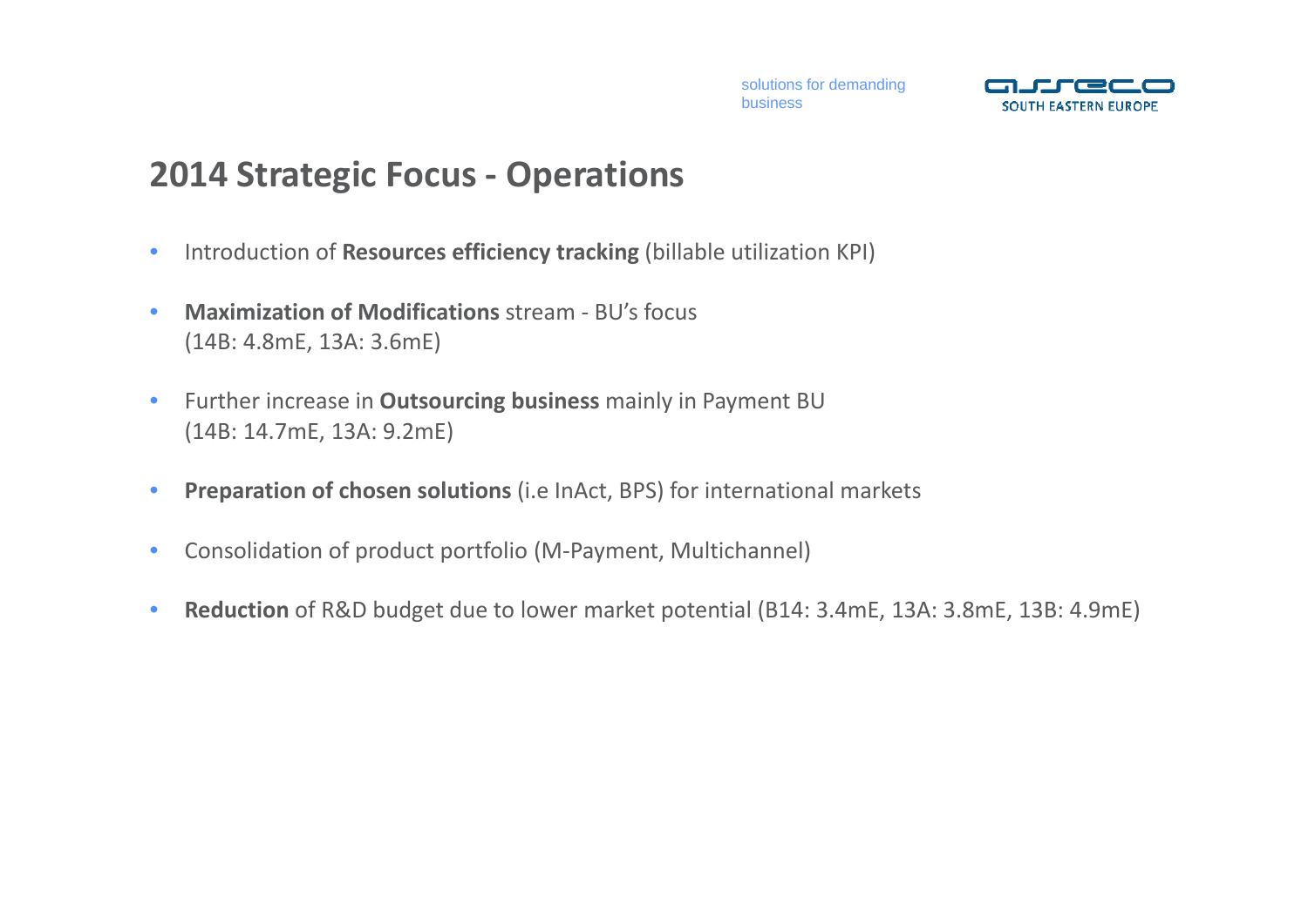# 2014 Strategic Focus - Operations

- Introduction of **Resources efficiency tracking** (billable utilization KPI)
- **Maximization of Modifications** stream - BU's focus
  (14B: 4.8mE, 13A: 3.6mE)
- Further increase in **Outsourcing business** mainly in Payment BU
  (14B: 14.7mE, 13A: 9.2mE)
- **Preparation of chosen solutions** (i.e InAct, BPS) for international markets
- Consolidation of product portfolio (M-Payment, Multichannel)
- **Reduction** of R&D budget due to lower market potential (B14: 3.4mE, 13A: 3.8mE, 13B: 4.9mE)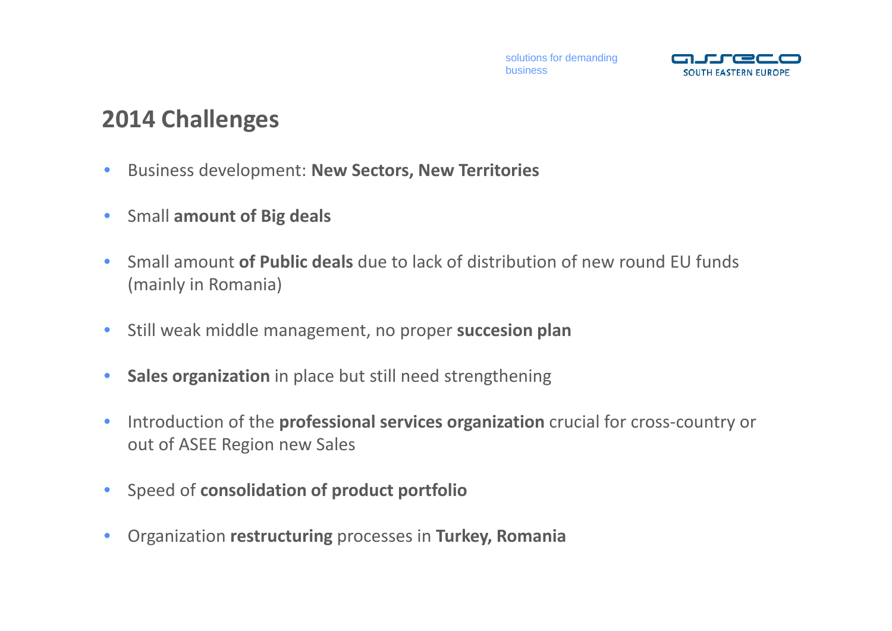## 2014 Challenges

- Business development: **New Sectors, New Territories**
- Small **amount of Big deals**
- Small amount **of Public deals** due to lack of distribution of new round EU funds (mainly in Romania)
- Still weak middle management, no proper **succesion plan**
- **Sales organization** in place but still need strengthening
- Introduction of the **professional services organization** crucial for cross-country or out of ASEE Region new Sales
- Speed of **consolidation of product portfolio**
- Organization **restructuring** processes in **Turkey, Romania**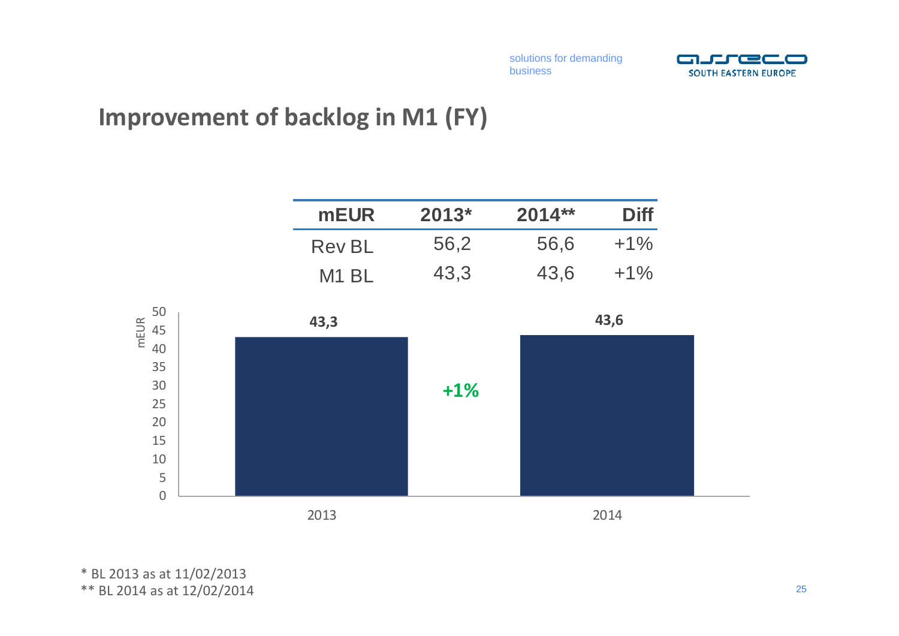# Improvement of backlog in M1 (FY)

| mEUR | 2013* | 2014** | Diff |
|---|---|---|---|
| Rev BL | 56,2 | 56,6 | +1% |
| M1 BL | 43,3 | 43,6 | +1% |

| mEUR | 2013 | 2014 |
|---|---|---|
| M1 BL | 43,3 | 43,6 |

+1%

\* BL 2013 as at 11/02/2013
\*\* BL 2014 as at 12/02/2014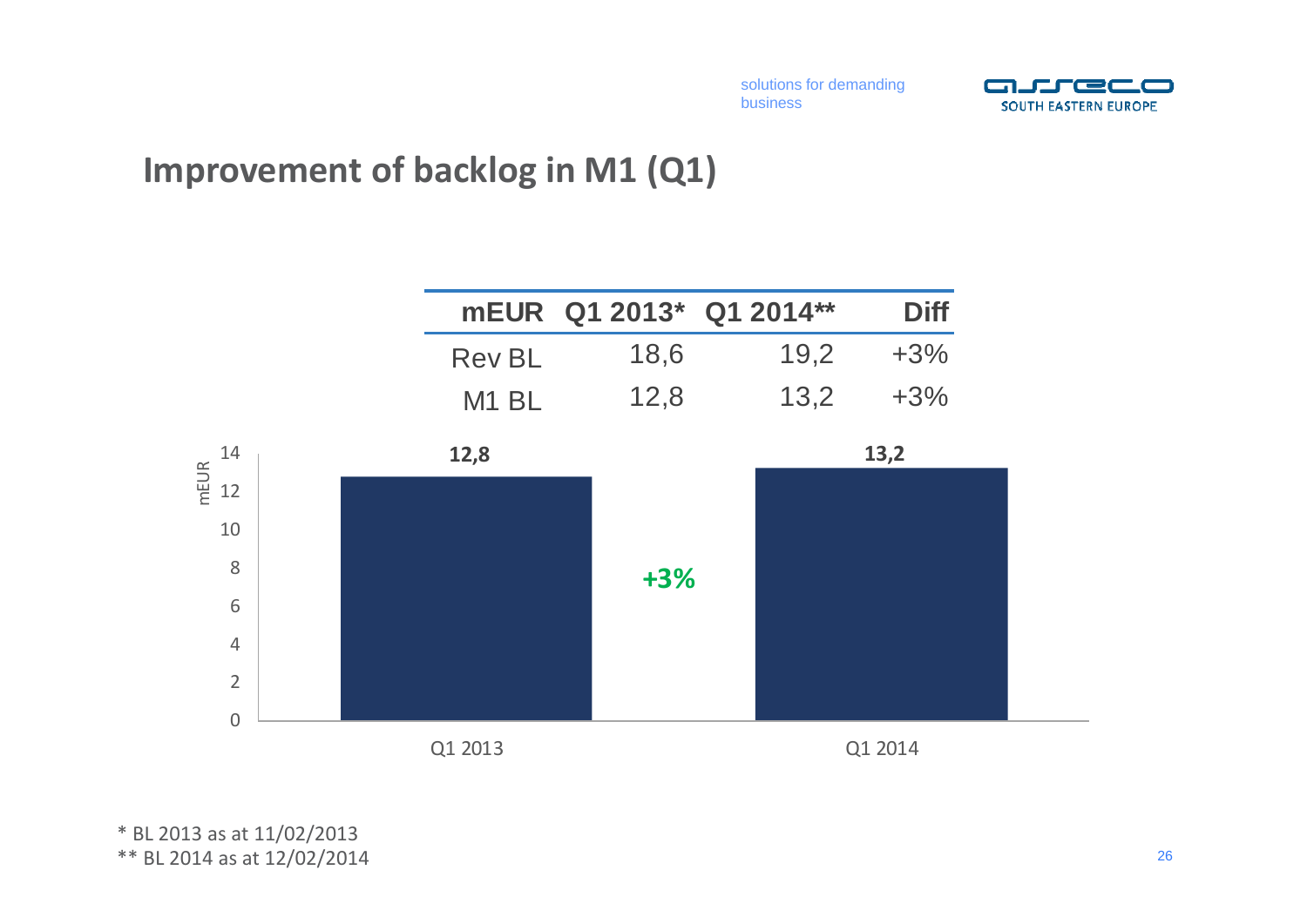# Improvement of backlog in M1 (Q1)

| mEUR | Q1 2013* | Q1 2014** | Diff |
|---|---|---|---|
| Rev BL | 18,6 | 19,2 | +3% |
| M1 BL | 12,8 | 13,2 | +3% |

mEUR

14
12
10
8
6
4
2
0

12,8

13,2

+3%

Q1 2013

Q1 2014

\* BL 2013 as at 11/02/2013

\*\* BL 2014 as at 12/02/2014